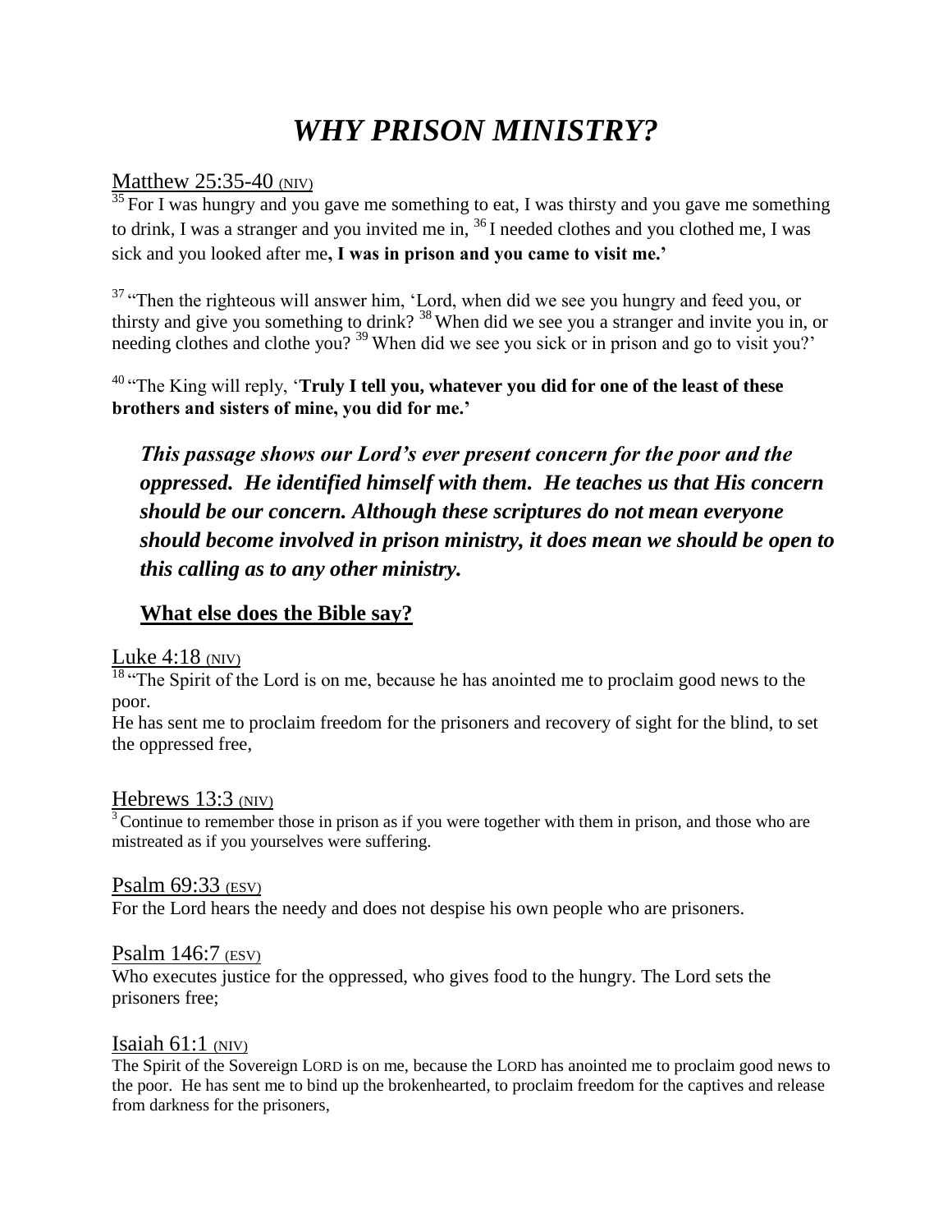# *WHY PRISON MINISTRY?*

Matthew 25:35-40 (NIV)

[35] For I was hungry and you gave me something to eat, I was thirsty and you gave me something to drink, I was a stranger and you invited me in, [36] I needed clothes and you clothed me, I was sick and you looked after me**, I was in prison and you came to visit me.'**

[37] "Then the righteous will answer him, 'Lord, when did we see you hungry and feed you, or thirsty and give you something to drink? [38] When did we see you a stranger and invite you in, or needing clothes and clothe you? [39] When did we see you sick or in prison and go to visit you?'

[40] "The King will reply, '**Truly I tell you, whatever you did for one of the least of these brothers and sisters of mine, you did for me.'**

***This passage shows our Lord's ever present concern for the poor and the oppressed. He identified himself with them. He teaches us that His concern should be our concern. Although these scriptures do not mean everyone should become involved in prison ministry, it does mean we should be open to this calling as to any other ministry.***

## What else does the Bible say?

Luke 4:18 (NIV)

[18] "The Spirit of the Lord is on me, because he has anointed me to proclaim good news to the poor.
He has sent me to proclaim freedom for the prisoners and recovery of sight for the blind, to set the oppressed free,

Hebrews 13:3 (NIV)

[3] Continue to remember those in prison as if you were together with them in prison, and those who are mistreated as if you yourselves were suffering.

Psalm 69:33 (ESV)

For the Lord hears the needy and does not despise his own people who are prisoners.

Psalm 146:7 (ESV)

Who executes justice for the oppressed, who gives food to the hungry. The Lord sets the prisoners free;

Isaiah 61:1 (NIV)

The Spirit of the Sovereign LORD is on me, because the LORD has anointed me to proclaim good news to the poor. He has sent me to bind up the brokenhearted, to proclaim freedom for the captives and release from darkness for the prisoners,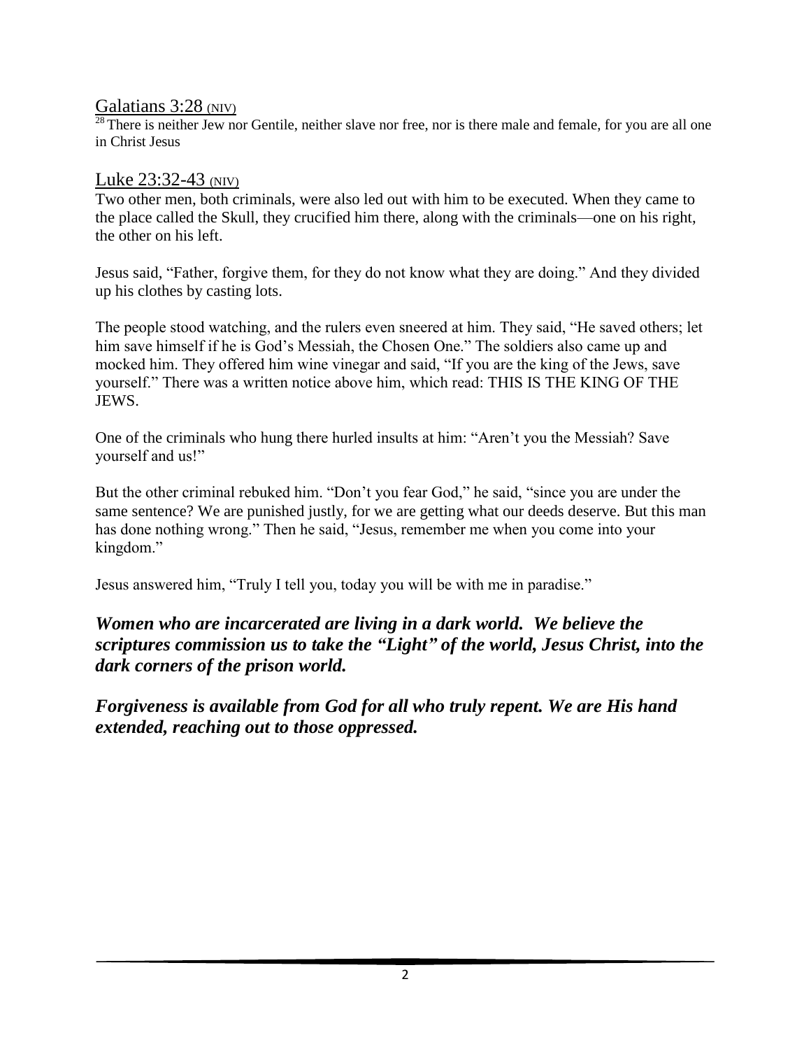## Galatians 3:28 (NIV)

[28] There is neither Jew nor Gentile, neither slave nor free, nor is there male and female, for you are all one in Christ Jesus

## Luke 23:32-43 (NIV)

Two other men, both criminals, were also led out with him to be executed. When they came to the place called the Skull, they crucified him there, along with the criminals—one on his right, the other on his left.

Jesus said, "Father, forgive them, for they do not know what they are doing." And they divided up his clothes by casting lots.

The people stood watching, and the rulers even sneered at him. They said, "He saved others; let him save himself if he is God's Messiah, the Chosen One." The soldiers also came up and mocked him. They offered him wine vinegar and said, "If you are the king of the Jews, save yourself." There was a written notice above him, which read: THIS IS THE KING OF THE JEWS.

One of the criminals who hung there hurled insults at him: "Aren't you the Messiah? Save yourself and us!"

But the other criminal rebuked him. "Don't you fear God," he said, "since you are under the same sentence? We are punished justly, for we are getting what our deeds deserve. But this man has done nothing wrong." Then he said, "Jesus, remember me when you come into your kingdom."

Jesus answered him, "Truly I tell you, today you will be with me in paradise."

***Women who are incarcerated are living in a dark world. We believe the scriptures commission us to take the "Light" of the world, Jesus Christ, into the dark corners of the prison world.***

***Forgiveness is available from God for all who truly repent. We are His hand extended, reaching out to those oppressed.***